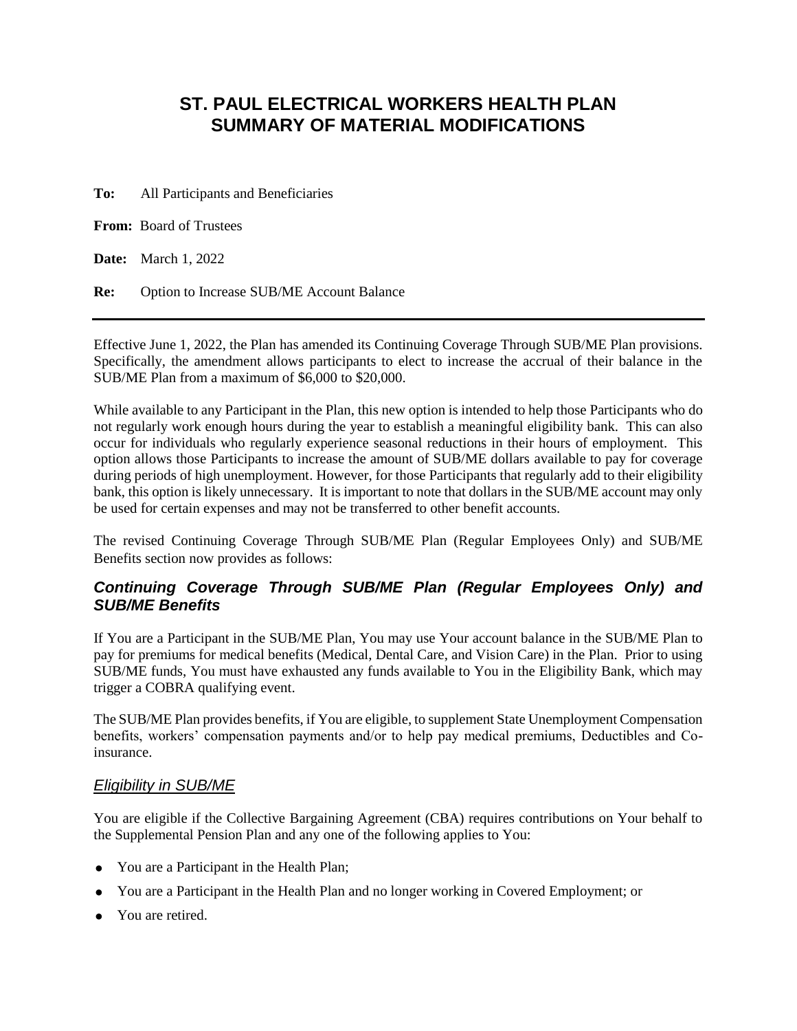# ST. PAUL ELECTRICAL WORKERS HEALTH PLAN SUMMARY OF MATERIAL MODIFICATIONS

**To:** All Participants and Beneficiaries

**From:** Board of Trustees

**Date:** March 1, 2022

**Re:** Option to Increase SUB/ME Account Balance

---

Effective June 1, 2022, the Plan has amended its Continuing Coverage Through SUB/ME Plan provisions. Specifically, the amendment allows participants to elect to increase the accrual of their balance in the SUB/ME Plan from a maximum of $6,000 to $20,000.

While available to any Participant in the Plan, this new option is intended to help those Participants who do not regularly work enough hours during the year to establish a meaningful eligibility bank. This can also occur for individuals who regularly experience seasonal reductions in their hours of employment. This option allows those Participants to increase the amount of SUB/ME dollars available to pay for coverage during periods of high unemployment. However, for those Participants that regularly add to their eligibility bank, this option is likely unnecessary. It is important to note that dollars in the SUB/ME account may only be used for certain expenses and may not be transferred to other benefit accounts.

The revised Continuing Coverage Through SUB/ME Plan (Regular Employees Only) and SUB/ME Benefits section now provides as follows:

## *Continuing Coverage Through SUB/ME Plan (Regular Employees Only) and SUB/ME Benefits*

If You are a Participant in the SUB/ME Plan, You may use Your account balance in the SUB/ME Plan to pay for premiums for medical benefits (Medical, Dental Care, and Vision Care) in the Plan. Prior to using SUB/ME funds, You must have exhausted any funds available to You in the Eligibility Bank, which may trigger a COBRA qualifying event.

The SUB/ME Plan provides benefits, if You are eligible, to supplement State Unemployment Compensation benefits, workers' compensation payments and/or to help pay medical premiums, Deductibles and Co-insurance.

### *Eligibility in SUB/ME*

You are eligible if the Collective Bargaining Agreement (CBA) requires contributions on Your behalf to the Supplemental Pension Plan and any one of the following applies to You:

- You are a Participant in the Health Plan;
- You are a Participant in the Health Plan and no longer working in Covered Employment; or
- You are retired.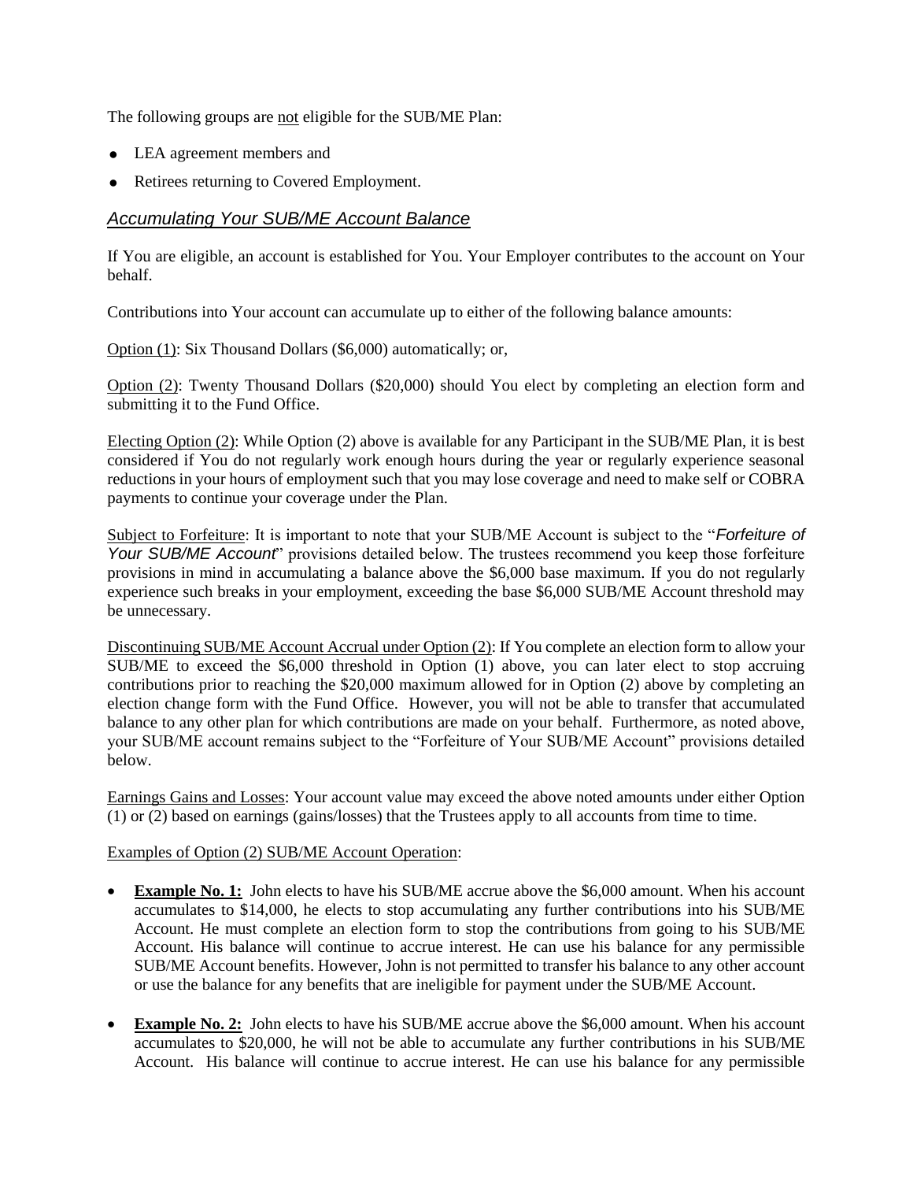The following groups are not eligible for the SUB/ME Plan:

- LEA agreement members and
- Retirees returning to Covered Employment.

## *Accumulating Your SUB/ME Account Balance*

If You are eligible, an account is established for You. Your Employer contributes to the account on Your behalf.

Contributions into Your account can accumulate up to either of the following balance amounts:

Option (1): Six Thousand Dollars ($6,000) automatically; or,

Option (2): Twenty Thousand Dollars ($20,000) should You elect by completing an election form and submitting it to the Fund Office.

Electing Option (2): While Option (2) above is available for any Participant in the SUB/ME Plan, it is best considered if You do not regularly work enough hours during the year or regularly experience seasonal reductions in your hours of employment such that you may lose coverage and need to make self or COBRA payments to continue your coverage under the Plan.

Subject to Forfeiture: It is important to note that your SUB/ME Account is subject to the "*Forfeiture of Your SUB/ME Account*" provisions detailed below. The trustees recommend you keep those forfeiture provisions in mind in accumulating a balance above the $6,000 base maximum. If you do not regularly experience such breaks in your employment, exceeding the base $6,000 SUB/ME Account threshold may be unnecessary.

Discontinuing SUB/ME Account Accrual under Option (2): If You complete an election form to allow your SUB/ME to exceed the $6,000 threshold in Option (1) above, you can later elect to stop accruing contributions prior to reaching the $20,000 maximum allowed for in Option (2) above by completing an election change form with the Fund Office. However, you will not be able to transfer that accumulated balance to any other plan for which contributions are made on your behalf. Furthermore, as noted above, your SUB/ME account remains subject to the "Forfeiture of Your SUB/ME Account" provisions detailed below.

Earnings Gains and Losses: Your account value may exceed the above noted amounts under either Option (1) or (2) based on earnings (gains/losses) that the Trustees apply to all accounts from time to time.

Examples of Option (2) SUB/ME Account Operation:

- **Example No. 1:** John elects to have his SUB/ME accrue above the $6,000 amount. When his account accumulates to $14,000, he elects to stop accumulating any further contributions into his SUB/ME Account. He must complete an election form to stop the contributions from going to his SUB/ME Account. His balance will continue to accrue interest. He can use his balance for any permissible SUB/ME Account benefits. However, John is not permitted to transfer his balance to any other account or use the balance for any benefits that are ineligible for payment under the SUB/ME Account.
- **Example No. 2:** John elects to have his SUB/ME accrue above the $6,000 amount. When his account accumulates to $20,000, he will not be able to accumulate any further contributions in his SUB/ME Account. His balance will continue to accrue interest. He can use his balance for any permissible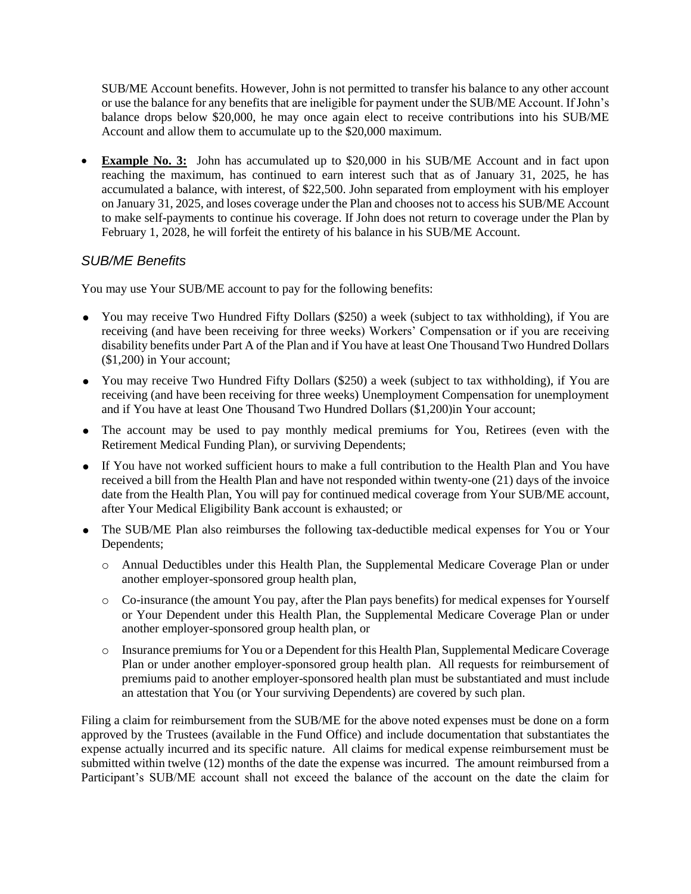SUB/ME Account benefits. However, John is not permitted to transfer his balance to any other account or use the balance for any benefits that are ineligible for payment under the SUB/ME Account. If John's balance drops below $20,000, he may once again elect to receive contributions into his SUB/ME Account and allow them to accumulate up to the $20,000 maximum.

- **Example No. 3:** John has accumulated up to $20,000 in his SUB/ME Account and in fact upon reaching the maximum, has continued to earn interest such that as of January 31, 2025, he has accumulated a balance, with interest, of $22,500. John separated from employment with his employer on January 31, 2025, and loses coverage under the Plan and chooses not to access his SUB/ME Account to make self-payments to continue his coverage. If John does not return to coverage under the Plan by February 1, 2028, he will forfeit the entirety of his balance in his SUB/ME Account.

### *SUB/ME Benefits*

You may use Your SUB/ME account to pay for the following benefits:

- You may receive Two Hundred Fifty Dollars ($250) a week (subject to tax withholding), if You are receiving (and have been receiving for three weeks) Workers' Compensation or if you are receiving disability benefits under Part A of the Plan and if You have at least One Thousand Two Hundred Dollars ($1,200) in Your account;
- You may receive Two Hundred Fifty Dollars ($250) a week (subject to tax withholding), if You are receiving (and have been receiving for three weeks) Unemployment Compensation for unemployment and if You have at least One Thousand Two Hundred Dollars ($1,200)in Your account;
- The account may be used to pay monthly medical premiums for You, Retirees (even with the Retirement Medical Funding Plan), or surviving Dependents;
- If You have not worked sufficient hours to make a full contribution to the Health Plan and You have received a bill from the Health Plan and have not responded within twenty-one (21) days of the invoice date from the Health Plan, You will pay for continued medical coverage from Your SUB/ME account, after Your Medical Eligibility Bank account is exhausted; or
- The SUB/ME Plan also reimburses the following tax-deductible medical expenses for You or Your Dependents;
  - Annual Deductibles under this Health Plan, the Supplemental Medicare Coverage Plan or under another employer-sponsored group health plan,
  - Co-insurance (the amount You pay, after the Plan pays benefits) for medical expenses for Yourself or Your Dependent under this Health Plan, the Supplemental Medicare Coverage Plan or under another employer-sponsored group health plan, or
  - Insurance premiums for You or a Dependent for this Health Plan, Supplemental Medicare Coverage Plan or under another employer-sponsored group health plan. All requests for reimbursement of premiums paid to another employer-sponsored health plan must be substantiated and must include an attestation that You (or Your surviving Dependents) are covered by such plan.

Filing a claim for reimbursement from the SUB/ME for the above noted expenses must be done on a form approved by the Trustees (available in the Fund Office) and include documentation that substantiates the expense actually incurred and its specific nature. All claims for medical expense reimbursement must be submitted within twelve (12) months of the date the expense was incurred. The amount reimbursed from a Participant's SUB/ME account shall not exceed the balance of the account on the date the claim for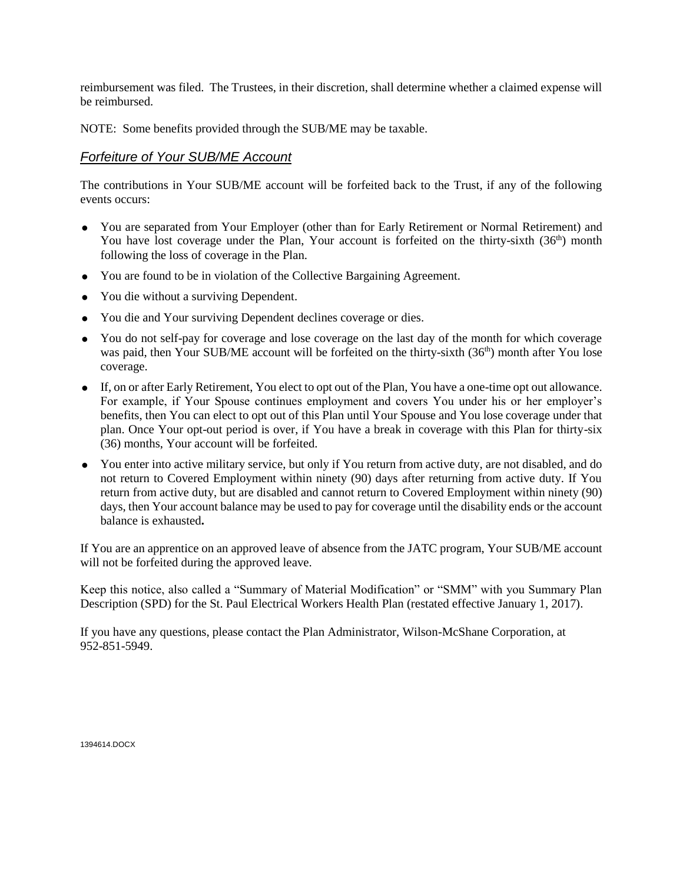reimbursement was filed. The Trustees, in their discretion, shall determine whether a claimed expense will be reimbursed.

NOTE: Some benefits provided through the SUB/ME may be taxable.

## *Forfeiture of Your SUB/ME Account*

The contributions in Your SUB/ME account will be forfeited back to the Trust, if any of the following events occurs:

- You are separated from Your Employer (other than for Early Retirement or Normal Retirement) and You have lost coverage under the Plan, Your account is forfeited on the thirty-sixth (36th) month following the loss of coverage in the Plan.
- You are found to be in violation of the Collective Bargaining Agreement.
- You die without a surviving Dependent.
- You die and Your surviving Dependent declines coverage or dies.
- You do not self-pay for coverage and lose coverage on the last day of the month for which coverage was paid, then Your SUB/ME account will be forfeited on the thirty-sixth (36th) month after You lose coverage.
- If, on or after Early Retirement, You elect to opt out of the Plan, You have a one-time opt out allowance. For example, if Your Spouse continues employment and covers You under his or her employer's benefits, then You can elect to opt out of this Plan until Your Spouse and You lose coverage under that plan. Once Your opt-out period is over, if You have a break in coverage with this Plan for thirty-six (36) months, Your account will be forfeited.
- You enter into active military service, but only if You return from active duty, are not disabled, and do not return to Covered Employment within ninety (90) days after returning from active duty. If You return from active duty, but are disabled and cannot return to Covered Employment within ninety (90) days, then Your account balance may be used to pay for coverage until the disability ends or the account balance is exhausted**.**

If You are an apprentice on an approved leave of absence from the JATC program, Your SUB/ME account will not be forfeited during the approved leave.

Keep this notice, also called a "Summary of Material Modification" or "SMM" with you Summary Plan Description (SPD) for the St. Paul Electrical Workers Health Plan (restated effective January 1, 2017).

If you have any questions, please contact the Plan Administrator, Wilson-McShane Corporation, at 952-851-5949.

1394614.DOCX